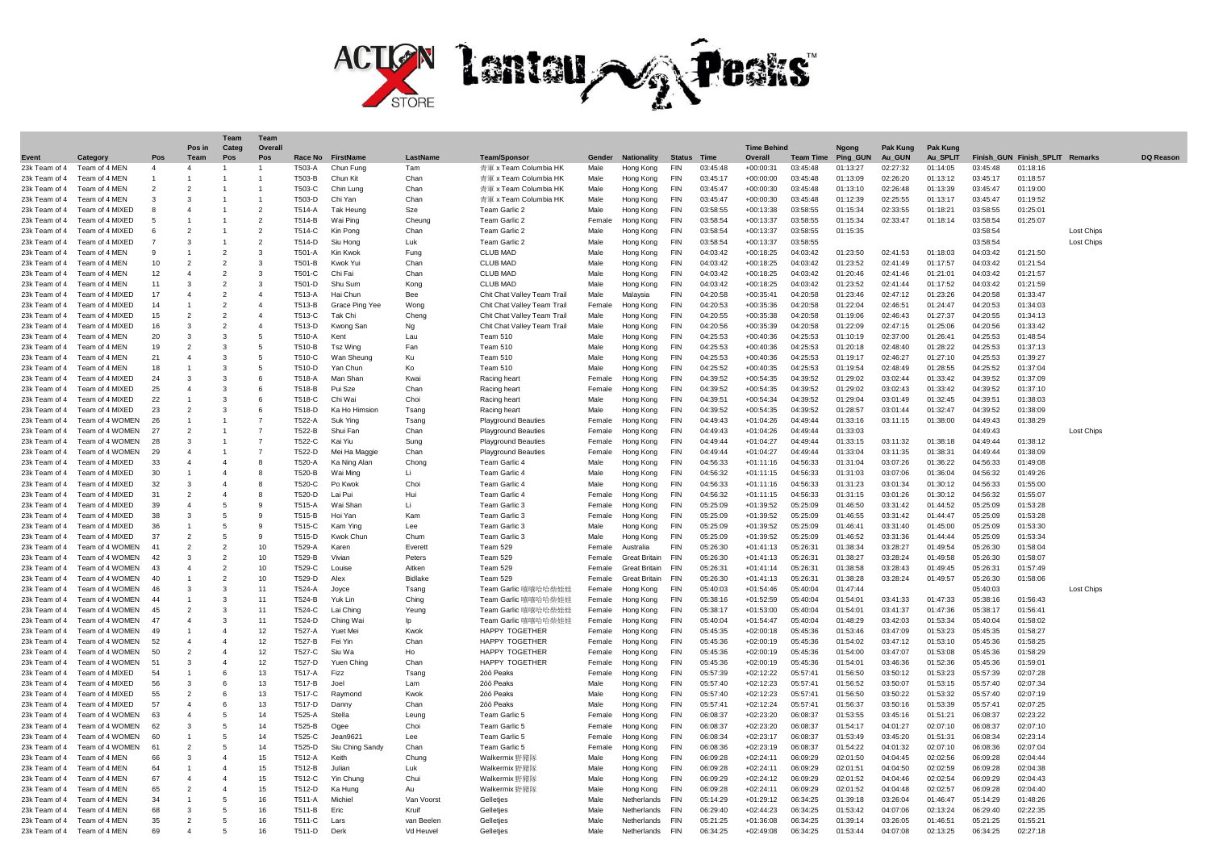ACTION X STORE Lantau Peaks™

| Event | Category | Pos | Pos in Team | Team Categ Pos | Team Overall Pos | Race No | FirstName | LastName | Team/Sponsor | Gender | Nationality | Status | Time | Time Behind Overall | Team Time | Ngong Ping_GUN | Pak Kung Au_GUN | Pak Kung Au_SPLIT | Finish_GUN | Finish_SPLIT | Remarks | DQ Reason |
|---|---|---|---|---|---|---|---|---|---|---|---|---|---|---|---|---|---|---|---|---|---|---|
| 23k Team of 4 | Team of 4 MEN | 4 | 4 | 1 | 1 | T503-A | Chun Fung | Tam | 青軍 x Team Columbia HK | Male | Hong Kong | FIN | 03:45:48 | +00:00:31 | 03:45:48 | 01:13:27 | 02:27:32 | 01:14:05 | 03:45:48 | 01:18:16 | | |
| 23k Team of 4 | Team of 4 MEN | 1 | 1 | 1 | 1 | T503-B | Chun Kit | Chan | 青軍 x Team Columbia HK | Male | Hong Kong | FIN | 03:45:17 | +00:00:00 | 03:45:48 | 01:13:09 | 02:26:20 | 01:13:12 | 03:45:17 | 01:18:57 | | |
| 23k Team of 4 | Team of 4 MEN | 2 | 2 | 1 | 1 | T503-C | Chin Lung | Chan | 青軍 x Team Columbia HK | Male | Hong Kong | FIN | 03:45:47 | +00:00:30 | 03:45:48 | 01:13:10 | 02:26:48 | 01:13:39 | 03:45:47 | 01:19:00 | | |
| 23k Team of 4 | Team of 4 MEN | 3 | 3 | 1 | 1 | T503-D | Chi Yan | Chan | 青軍 x Team Columbia HK | Male | Hong Kong | FIN | 03:45:47 | +00:00:30 | 03:45:48 | 01:12:39 | 02:25:55 | 01:13:17 | 03:45:47 | 01:19:52 | | |
| 23k Team of 4 | Team of 4 MIXED | 8 | 4 | 1 | 2 | T514-A | Tak Heung | Sze | Team Garlic 2 | Male | Hong Kong | FIN | 03:58:55 | +00:13:38 | 03:58:55 | 01:15:34 | 02:33:55 | 01:18:21 | 03:58:55 | 01:25:01 | | |
| 23k Team of 4 | Team of 4 MIXED | 5 | 1 | 1 | 2 | T514-B | Wai Ping | Cheung | Team Garlic 2 | Female | Hong Kong | FIN | 03:58:54 | +00:13:37 | 03:58:55 | 01:15:34 | 02:33:47 | 01:18:14 | 03:58:54 | 01:25:07 | | |
| 23k Team of 4 | Team of 4 MIXED | 6 | 2 | 1 | 2 | T514-C | Kin Pong | Chan | Team Garlic 2 | Male | Hong Kong | FIN | 03:58:54 | +00:13:37 | 03:58:55 | 01:15:35 | | | 03:58:54 | | Lost Chips | |
| 23k Team of 4 | Team of 4 MIXED | 7 | 3 | 1 | 2 | T514-D | Siu Hong | Luk | Team Garlic 2 | Male | Hong Kong | FIN | 03:58:54 | +00:13:37 | 03:58:55 | | | | 03:58:54 | | Lost Chips | |
| 23k Team of 4 | Team of 4 MEN | 9 | 1 | 2 | 3 | T501-A | Kin Kwok | Fung | CLUB MAD | Male | Hong Kong | FIN | 04:03:42 | +00:18:25 | 04:03:42 | 01:23:50 | 02:41:53 | 01:18:03 | 04:03:42 | 01:21:50 | | |
| 23k Team of 4 | Team of 4 MEN | 10 | 2 | 2 | 3 | T501-B | Kwok Yui | Chan | CLUB MAD | Male | Hong Kong | FIN | 04:03:42 | +00:18:25 | 04:03:42 | 01:23:52 | 02:41:49 | 01:17:57 | 04:03:42 | 01:21:54 | | |
| 23k Team of 4 | Team of 4 MEN | 12 | 4 | 2 | 3 | T501-C | Chi Fai | Chan | CLUB MAD | Male | Hong Kong | FIN | 04:03:42 | +00:18:25 | 04:03:42 | 01:20:46 | 02:41:46 | 01:21:01 | 04:03:42 | 01:21:57 | | |
| 23k Team of 4 | Team of 4 MEN | 11 | 3 | 2 | 3 | T501-D | Shu Sum | Kong | CLUB MAD | Male | Hong Kong | FIN | 04:03:42 | +00:18:25 | 04:03:42 | 01:23:52 | 02:41:44 | 01:17:52 | 04:03:42 | 01:21:59 | | |
| 23k Team of 4 | Team of 4 MIXED | 17 | 4 | 2 | 4 | T513-A | Hai Chun | Bee | Chit Chat Valley Team Trail | Male | Malaysia | FIN | 04:20:58 | +00:35:41 | 04:20:58 | 01:23:46 | 02:47:12 | 01:23:26 | 04:20:58 | 01:33:47 | | |
| 23k Team of 4 | Team of 4 MIXED | 14 | 1 | 2 | 4 | T513-B | Grace Ping Yee | Wong | Chit Chat Valley Team Trail | Female | Hong Kong | FIN | 04:20:53 | +00:35:36 | 04:20:58 | 01:22:04 | 02:46:51 | 01:24:47 | 04:20:53 | 01:34:03 | | |
| 23k Team of 4 | Team of 4 MIXED | 15 | 2 | 2 | 4 | T513-C | Tak Chi | Cheng | Chit Chat Valley Team Trail | Male | Hong Kong | FIN | 04:20:55 | +00:35:38 | 04:20:58 | 01:19:06 | 02:46:43 | 01:27:37 | 04:20:55 | 01:34:13 | | |
| 23k Team of 4 | Team of 4 MIXED | 16 | 3 | 2 | 4 | T513-D | Kwong San | Ng | Chit Chat Valley Team Trail | Male | Hong Kong | FIN | 04:20:56 | +00:35:39 | 04:20:58 | 01:22:09 | 02:47:15 | 01:25:06 | 04:20:56 | 01:33:42 | | |
| 23k Team of 4 | Team of 4 MEN | 20 | 3 | 3 | 5 | T510-A | Kent | Lau | Team 510 | Male | Hong Kong | FIN | 04:25:53 | +00:40:36 | 04:25:53 | 01:10:19 | 02:37:00 | 01:26:41 | 04:25:53 | 01:48:54 | | |
| 23k Team of 4 | Team of 4 MEN | 19 | 2 | 3 | 5 | T510-B | Tsz Wing | Fan | Team 510 | Male | Hong Kong | FIN | 04:25:53 | +00:40:36 | 04:25:53 | 01:20:18 | 02:48:40 | 01:28:22 | 04:25:53 | 01:37:13 | | |
| 23k Team of 4 | Team of 4 MEN | 21 | 4 | 3 | 5 | T510-C | Wan Sheung | Ku | Team 510 | Male | Hong Kong | FIN | 04:25:53 | +00:40:36 | 04:25:53 | 01:19:17 | 02:46:27 | 01:27:10 | 04:25:53 | 01:39:27 | | |
| 23k Team of 4 | Team of 4 MEN | 18 | 1 | 3 | 5 | T510-D | Yan Chun | Ko | Team 510 | Male | Hong Kong | FIN | 04:25:52 | +00:40:35 | 04:25:53 | 01:19:54 | 02:48:49 | 01:28:55 | 04:25:52 | 01:37:04 | | |
| 23k Team of 4 | Team of 4 MIXED | 24 | 3 | 3 | 6 | T518-A | Man Shan | Kwai | Racing heart | Female | Hong Kong | FIN | 04:39:52 | +00:54:35 | 04:39:52 | 01:29:02 | 03:02:44 | 01:33:42 | 04:39:52 | 01:37:09 | | |
| 23k Team of 4 | Team of 4 MIXED | 25 | 4 | 3 | 6 | T518-B | Pui Sze | Chan | Racing heart | Female | Hong Kong | FIN | 04:39:52 | +00:54:35 | 04:39:52 | 01:29:02 | 03:02:43 | 01:33:42 | 04:39:52 | 01:37:10 | | |
| 23k Team of 4 | Team of 4 MIXED | 22 | 1 | 3 | 6 | T518-C | Chi Wai | Choi | Racing heart | Male | Hong Kong | FIN | 04:39:51 | +00:54:34 | 04:39:52 | 01:29:04 | 03:01:49 | 01:32:45 | 04:39:51 | 01:38:03 | | |
| 23k Team of 4 | Team of 4 MIXED | 23 | 2 | 3 | 6 | T518-D | Ka Ho Himsion | Tsang | Racing heart | Male | Hong Kong | FIN | 04:39:52 | +00:54:35 | 04:39:52 | 01:28:57 | 03:01:44 | 01:32:47 | 04:39:52 | 01:38:09 | | |
| 23k Team of 4 | Team of 4 WOMEN | 26 | 1 | 1 | 7 | T522-A | Suk Ying | Tsang | Playground Beauties | Female | Hong Kong | FIN | 04:49:43 | +01:04:26 | 04:49:44 | 01:33:16 | 03:11:15 | 01:38:00 | 04:49:43 | 01:38:29 | | |
| 23k Team of 4 | Team of 4 WOMEN | 27 | 2 | 1 | 7 | T522-B | Shui Fan | Chan | Playground Beauties | Female | Hong Kong | FIN | 04:49:43 | +01:04:26 | 04:49:44 | 01:33:03 | | | 04:49:43 | | Lost Chips | |
| 23k Team of 4 | Team of 4 WOMEN | 28 | 3 | 1 | 7 | T522-C | Kai Yiu | Sung | Playground Beauties | Female | Hong Kong | FIN | 04:49:44 | +01:04:27 | 04:49:44 | 01:33:15 | 03:11:32 | 01:38:18 | 04:49:44 | 01:38:12 | | |
| 23k Team of 4 | Team of 4 WOMEN | 29 | 4 | 1 | 7 | T522-D | Mei Ha Maggie | Chan | Playground Beauties | Female | Hong Kong | FIN | 04:49:44 | +01:04:27 | 04:49:44 | 01:33:04 | 03:11:35 | 01:38:31 | 04:49:44 | 01:38:09 | | |
| 23k Team of 4 | Team of 4 MIXED | 33 | 4 | 4 | 8 | T520-A | Ka Ning Alan | Chong | Team Garlic 4 | Male | Hong Kong | FIN | 04:56:33 | +01:11:16 | 04:56:33 | 01:31:04 | 03:07:26 | 01:36:22 | 04:56:33 | 01:49:08 | | |
| 23k Team of 4 | Team of 4 MIXED | 30 | 1 | 4 | 8 | T520-B | Wai Ming | Li | Team Garlic 4 | Male | Hong Kong | FIN | 04:56:32 | +01:11:15 | 04:56:33 | 01:31:03 | 03:07:06 | 01:36:04 | 04:56:32 | 01:49:26 | | |
| 23k Team of 4 | Team of 4 MIXED | 32 | 3 | 4 | 8 | T520-C | Po Kwok | Choi | Team Garlic 4 | Male | Hong Kong | FIN | 04:56:33 | +01:11:16 | 04:56:33 | 01:31:23 | 03:01:34 | 01:30:12 | 04:56:33 | 01:55:00 | | |
| 23k Team of 4 | Team of 4 MIXED | 31 | 2 | 4 | 8 | T520-D | Lai Pui | Hui | Team Garlic 4 | Female | Hong Kong | FIN | 04:56:32 | +01:11:15 | 04:56:33 | 01:31:15 | 03:01:26 | 01:30:12 | 04:56:32 | 01:55:07 | | |
| 23k Team of 4 | Team of 4 MIXED | 39 | 4 | 5 | 9 | T515-A | Wai Shan | Li | Team Garlic 3 | Female | Hong Kong | FIN | 05:25:09 | +01:39:52 | 05:25:09 | 01:46:50 | 03:31:42 | 01:44:52 | 05:25:09 | 01:53:28 | | |
| 23k Team of 4 | Team of 4 MIXED | 38 | 3 | 5 | 9 | T515-B | Hoi Yan | Kam | Team Garlic 3 | Female | Hong Kong | FIN | 05:25:09 | +01:39:52 | 05:25:09 | 01:46:55 | 03:31:42 | 01:44:47 | 05:25:09 | 01:53:28 | | |
| 23k Team of 4 | Team of 4 MIXED | 36 | 1 | 5 | 9 | T515-C | Kam Ying | Lee | Team Garlic 3 | Male | Hong Kong | FIN | 05:25:09 | +01:39:52 | 05:25:09 | 01:46:41 | 03:31:40 | 01:45:00 | 05:25:09 | 01:53:30 | | |
| 23k Team of 4 | Team of 4 MIXED | 37 | 2 | 5 | 9 | T515-D | Kwok Chun | Chum | Team Garlic 3 | Male | Hong Kong | FIN | 05:25:09 | +01:39:52 | 05:25:09 | 01:46:52 | 03:31:36 | 01:44:44 | 05:25:09 | 01:53:34 | | |
| 23k Team of 4 | Team of 4 WOMEN | 41 | 2 | 2 | 10 | T529-A | Karen | Everett | Team 529 | Female | Australia | FIN | 05:26:30 | +01:41:13 | 05:26:31 | 01:38:34 | 03:28:27 | 01:49:54 | 05:26:30 | 01:58:04 | | |
| 23k Team of 4 | Team of 4 WOMEN | 42 | 3 | 2 | 10 | T529-B | Vivian | Peters | Team 529 | Female | Great Britain | FIN | 05:26:30 | +01:41:13 | 05:26:31 | 01:38:27 | 03:28:24 | 01:49:58 | 05:26:30 | 01:58:07 | | |
| 23k Team of 4 | Team of 4 WOMEN | 43 | 4 | 2 | 10 | T529-C | Louise | Aitken | Team 529 | Female | Great Britain | FIN | 05:26:31 | +01:41:14 | 05:26:31 | 01:38:58 | 03:28:43 | 01:49:45 | 05:26:31 | 01:57:49 | | |
| 23k Team of 4 | Team of 4 WOMEN | 40 | 1 | 2 | 10 | T529-D | Alex | Bidlake | Team 529 | Female | Great Britain | FIN | 05:26:30 | +01:41:13 | 05:26:31 | 01:38:28 | 03:28:24 | 01:49:57 | 05:26:30 | 01:58:06 | | |
| 23k Team of 4 | Team of 4 WOMEN | 46 | 3 | 3 | 11 | T524-A | Joyce | Tsang | Team Garlic 嘻嘻哈哈蒜娃娃 | Female | Hong Kong | FIN | 05:40:03 | +01:54:46 | 05:40:04 | 01:47:44 | | | 05:40:03 | | Lost Chips | |
| 23k Team of 4 | Team of 4 WOMEN | 44 | 1 | 3 | 11 | T524-B | Yuk Lin | Ching | Team Garlic 嘻嘻哈哈蒜娃娃 | Female | Hong Kong | FIN | 05:38:16 | +01:52:59 | 05:40:04 | 01:54:01 | 03:41:33 | 01:47:33 | 05:38:16 | 01:56:43 | | |
| 23k Team of 4 | Team of 4 WOMEN | 45 | 2 | 3 | 11 | T524-C | Lai Ching | Yeung | Team Garlic 嘻嘻哈哈蒜娃娃 | Female | Hong Kong | FIN | 05:38:17 | +01:53:00 | 05:40:04 | 01:54:01 | 03:41:37 | 01:47:36 | 05:38:17 | 01:56:41 | | |
| 23k Team of 4 | Team of 4 WOMEN | 47 | 4 | 3 | 11 | T524-D | Ching Wai | Ip | Team Garlic 嘻嘻哈哈蒜娃娃 | Female | Hong Kong | FIN | 05:40:04 | +01:54:47 | 05:40:04 | 01:48:29 | 03:42:03 | 01:53:34 | 05:40:04 | 01:58:02 | | |
| 23k Team of 4 | Team of 4 WOMEN | 49 | 1 | 4 | 12 | T527-A | Yuet Mei | Kwok | HAPPY TOGETHER | Female | Hong Kong | FIN | 05:45:35 | +02:00:18 | 05:45:36 | 01:53:46 | 03:47:09 | 01:53:23 | 05:45:35 | 01:58:27 | | |
| 23k Team of 4 | Team of 4 WOMEN | 52 | 4 | 4 | 12 | T527-B | Fei Yin | Chan | HAPPY TOGETHER | Female | Hong Kong | FIN | 05:45:36 | +02:00:19 | 05:45:36 | 01:54:02 | 03:47:12 | 01:53:10 | 05:45:36 | 01:58:25 | | |
| 23k Team of 4 | Team of 4 WOMEN | 50 | 2 | 4 | 12 | T527-C | Siu Wa | Ho | HAPPY TOGETHER | Female | Hong Kong | FIN | 05:45:36 | +02:00:19 | 05:45:36 | 01:54:00 | 03:47:07 | 01:53:08 | 05:45:36 | 01:58:29 | | |
| 23k Team of 4 | Team of 4 WOMEN | 51 | 3 | 4 | 12 | T527-D | Yuen Ching | Chan | HAPPY TOGETHER | Female | Hong Kong | FIN | 05:45:36 | +02:00:19 | 05:45:36 | 01:54:01 | 03:46:36 | 01:52:36 | 05:45:36 | 01:59:01 | | |
| 23k Team of 4 | Team of 4 MIXED | 54 | 1 | 6 | 13 | T517-A | Fizz | Tsang | 2òò Peaks | Female | Hong Kong | FIN | 05:57:39 | +02:12:22 | 05:57:41 | 01:56:50 | 03:50:12 | 01:53:23 | 05:57:39 | 02:07:28 | | |
| 23k Team of 4 | Team of 4 MIXED | 56 | 3 | 6 | 13 | T517-B | Joel | Lam | 2òò Peaks | Male | Hong Kong | FIN | 05:57:40 | +02:12:23 | 05:57:41 | 01:56:52 | 03:50:07 | 01:53:15 | 05:57:40 | 02:07:34 | | |
| 23k Team of 4 | Team of 4 MIXED | 55 | 2 | 6 | 13 | T517-C | Raymond | Kwok | 2òò Peaks | Male | Hong Kong | FIN | 05:57:40 | +02:12:23 | 05:57:41 | 01:56:50 | 03:50:22 | 01:53:32 | 05:57:40 | 02:07:19 | | |
| 23k Team of 4 | Team of 4 MIXED | 57 | 4 | 6 | 13 | T517-D | Danny | Chan | 2òò Peaks | Male | Hong Kong | FIN | 05:57:41 | +02:12:24 | 05:57:41 | 01:56:37 | 03:50:16 | 01:53:39 | 05:57:41 | 02:07:25 | | |
| 23k Team of 4 | Team of 4 WOMEN | 63 | 4 | 5 | 14 | T525-A | Stella | Leung | Team Garlic 5 | Female | Hong Kong | FIN | 06:08:37 | +02:23:20 | 06:08:37 | 01:53:55 | 03:45:16 | 01:51:21 | 06:08:37 | 02:23:22 | | |
| 23k Team of 4 | Team of 4 WOMEN | 62 | 3 | 5 | 14 | T525-B | Ogee | Choi | Team Garlic 5 | Female | Hong Kong | FIN | 06:08:37 | +02:23:20 | 06:08:37 | 01:54:17 | 04:01:27 | 02:07:10 | 06:08:37 | 02:07:10 | | |
| 23k Team of 4 | Team of 4 WOMEN | 60 | 1 | 5 | 14 | T525-C | Jean9621 | Lee | Team Garlic 5 | Female | Hong Kong | FIN | 06:08:34 | +02:23:17 | 06:08:37 | 01:53:49 | 03:45:20 | 01:51:31 | 06:08:34 | 02:23:14 | | |
| 23k Team of 4 | Team of 4 WOMEN | 61 | 2 | 5 | 14 | T525-D | Siu Ching Sandy | Chan | Team Garlic 5 | Female | Hong Kong | FIN | 06:08:36 | +02:23:19 | 06:08:37 | 01:54:22 | 04:01:32 | 02:07:10 | 06:08:36 | 02:07:04 | | |
| 23k Team of 4 | Team of 4 MEN | 66 | 3 | 4 | 15 | T512-A | Keith | Chung | Walkermix 野猪隊 | Male | Hong Kong | FIN | 06:09:28 | +02:24:11 | 06:09:29 | 02:01:50 | 04:04:45 | 02:02:56 | 06:09:28 | 02:04:44 | | |
| 23k Team of 4 | Team of 4 MEN | 64 | 1 | 4 | 15 | T512-B | Julian | Luk | Walkermix 野猪隊 | Male | Hong Kong | FIN | 06:09:28 | +02:24:11 | 06:09:29 | 02:01:51 | 04:04:50 | 02:02:59 | 06:09:28 | 02:04:38 | | |
| 23k Team of 4 | Team of 4 MEN | 67 | 4 | 4 | 15 | T512-C | Yin Chung | Chui | Walkermix 野猪隊 | Male | Hong Kong | FIN | 06:09:29 | +02:24:12 | 06:09:29 | 02:01:52 | 04:04:46 | 02:02:54 | 06:09:29 | 02:04:43 | | |
| 23k Team of 4 | Team of 4 MEN | 65 | 2 | 4 | 15 | T512-D | Ka Hung | Au | Walkermix 野猪隊 | Male | Hong Kong | FIN | 06:09:28 | +02:24:11 | 06:09:29 | 02:01:52 | 04:04:48 | 02:02:57 | 06:09:28 | 02:04:40 | | |
| 23k Team of 4 | Team of 4 MEN | 34 | 1 | 5 | 16 | T511-A | Michiel | Van Voorst | Gelletjes | Male | Netherlands | FIN | 05:14:29 | +01:29:12 | 06:34:25 | 01:39:18 | 03:26:04 | 01:46:47 | 05:14:29 | 01:48:26 | | |
| 23k Team of 4 | Team of 4 MEN | 68 | 3 | 5 | 16 | T511-B | Eric | Kruif | Gelletjes | Male | Netherlands | FIN | 06:29:40 | +02:44:23 | 06:34:25 | 01:53:42 | 04:07:06 | 02:13:24 | 06:29:40 | 02:22:35 | | |
| 23k Team of 4 | Team of 4 MEN | 35 | 2 | 5 | 16 | T511-C | Lars | van Beelen | Gelletjes | Male | Netherlands | FIN | 05:21:25 | +01:36:08 | 06:34:25 | 01:39:14 | 03:26:05 | 01:46:51 | 05:21:25 | 01:55:21 | | |
| 23k Team of 4 | Team of 4 MEN | 69 | 4 | 5 | 16 | T511-D | Derk | Vd Heuvel | Gelletjes | Male | Netherlands | FIN | 06:34:25 | +02:49:08 | 06:34:25 | 01:53:44 | 04:07:08 | 02:13:25 | 06:34:25 | 02:27:18 | | |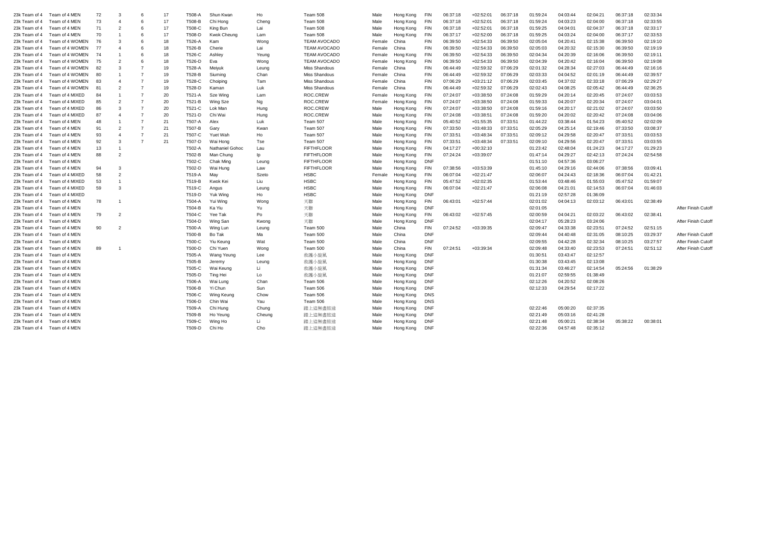| | | | | | | | | | | | | | | | | | | | | | |
|---|---|---|---|---|---|---|---|---|---|---|---|---|---|---|---|---|---|---|---|---|---|
| 23k Team of 4 | Team of 4 MEN | 72 | 3 | 6 | 17 | T508-A | Shun Kwan | Ho | Team 508 | Male | Hong Kong | FIN | 06:37:18 | +02:52:01 | 06:37:18 | 01:59:24 | 04:03:44 | 02:04:21 | 06:37:18 | 02:33:34 | |
| 23k Team of 4 | Team of 4 MEN | 73 | 4 | 6 | 17 | T508-B | Chi Hong | Cheng | Team 508 | Male | Hong Kong | FIN | 06:37:18 | +02:52:01 | 06:37:18 | 01:59:24 | 04:03:23 | 02:04:00 | 06:37:18 | 02:33:55 | |
| 23k Team of 4 | Team of 4 MEN | 71 | 2 | 6 | 17 | T508-C | King Bun | Lai | Team 508 | Male | Hong Kong | FIN | 06:37:18 | +02:52:01 | 06:37:18 | 01:59:25 | 04:04:01 | 02:04:37 | 06:37:18 | 02:33:17 | |
| 23k Team of 4 | Team of 4 MEN | 70 | 1 | 6 | 17 | T508-D | Kwok Cheung | Lam | Team 508 | Male | Hong Kong | FIN | 06:37:17 | +02:52:00 | 06:37:18 | 01:59:25 | 04:03:24 | 02:04:00 | 06:37:17 | 02:33:53 | |
| 23k Team of 4 | Team of 4 WOMEN | 76 | 3 | 6 | 18 | T526-A | Kam | Wong | TEAM AVOCADO | Female | China | FIN | 06:39:50 | +02:54:33 | 06:39:50 | 02:05:04 | 04:20:41 | 02:15:38 | 06:39:50 | 02:19:10 | |
| 23k Team of 4 | Team of 4 WOMEN | 77 | 4 | 6 | 18 | T526-B | Cherie | Lai | TEAM AVOCADO | Female | China | FIN | 06:39:50 | +02:54:33 | 06:39:50 | 02:05:03 | 04:20:32 | 02:15:30 | 06:39:50 | 02:19:19 | |
| 23k Team of 4 | Team of 4 WOMEN | 74 | 1 | 6 | 18 | T526-C | Ashley | Yeung | TEAM AVOCADO | Female | Hong Kong | FIN | 06:39:50 | +02:54:33 | 06:39:50 | 02:04:34 | 04:20:39 | 02:16:06 | 06:39:50 | 02:19:11 | |
| 23k Team of 4 | Team of 4 WOMEN | 75 | 2 | 6 | 18 | T526-D | Eva | Wong | TEAM AVOCADO | Female | Hong Kong | FIN | 06:39:50 | +02:54:33 | 06:39:50 | 02:04:39 | 04:20:42 | 02:16:04 | 06:39:50 | 02:19:08 | |
| 23k Team of 4 | Team of 4 WOMEN | 82 | 3 | 7 | 19 | T528-A | Meiyuk | Leung | Miss Shandous | Female | China | FIN | 06:44:49 | +02:59:32 | 07:06:29 | 02:01:32 | 04:28:34 | 02:27:03 | 06:44:49 | 02:16:16 | |
| 23k Team of 4 | Team of 4 WOMEN | 80 | 1 | 7 | 19 | T528-B | Siuming | Chan | Miss Shandous | Female | China | FIN | 06:44:49 | +02:59:32 | 07:06:29 | 02:03:33 | 04:04:52 | 02:01:19 | 06:44:49 | 02:39:57 | |
| 23k Team of 4 | Team of 4 WOMEN | 83 | 4 | 7 | 19 | T528-C | Choiping | Tam | Miss Shandous | Female | China | FIN | 07:06:29 | +03:21:12 | 07:06:29 | 02:03:45 | 04:37:02 | 02:33:18 | 07:06:29 | 02:29:27 | |
| 23k Team of 4 | Team of 4 WOMEN | 81 | 2 | 7 | 19 | T528-D | Kaman | Luk | Miss Shandous | Female | China | FIN | 06:44:49 | +02:59:32 | 07:06:29 | 02:02:43 | 04:08:25 | 02:05:42 | 06:44:49 | 02:36:25 | |
| 23k Team of 4 | Team of 4 MIXED | 84 | 1 | 7 | 20 | T521-A | Sze Wing | Lam | ROC.CREW | Female | Hong Kong | FIN | 07:24:07 | +03:38:50 | 07:24:08 | 01:59:29 | 04:20:14 | 02:20:45 | 07:24:07 | 03:03:53 | |
| 23k Team of 4 | Team of 4 MIXED | 85 | 2 | 7 | 20 | T521-B | Wing Sze | Ng | ROC.CREW | Female | Hong Kong | FIN | 07:24:07 | +03:38:50 | 07:24:08 | 01:59:33 | 04:20:07 | 02:20:34 | 07:24:07 | 03:04:01 | |
| 23k Team of 4 | Team of 4 MIXED | 86 | 3 | 7 | 20 | T521-C | Lok Man | Hung | ROC.CREW | Male | Hong Kong | FIN | 07:24:07 | +03:38:50 | 07:24:08 | 01:59:16 | 04:20:17 | 02:21:02 | 07:24:07 | 03:03:50 | |
| 23k Team of 4 | Team of 4 MIXED | 87 | 4 | 7 | 20 | T521-D | Chi Wai | Hung | ROC.CREW | Male | Hong Kong | FIN | 07:24:08 | +03:38:51 | 07:24:08 | 01:59:20 | 04:20:02 | 02:20:42 | 07:24:08 | 03:04:06 | |
| 23k Team of 4 | Team of 4 MEN | 48 | 1 | 7 | 21 | T507-A | Alex | Luk | Team 507 | Male | Hong Kong | FIN | 05:40:52 | +01:55:35 | 07:33:51 | 01:44:22 | 03:38:44 | 01:54:23 | 05:40:52 | 02:02:09 | |
| 23k Team of 4 | Team of 4 MEN | 91 | 2 | 7 | 21 | T507-B | Gary | Kwan | Team 507 | Male | Hong Kong | FIN | 07:33:50 | +03:48:33 | 07:33:51 | 02:05:29 | 04:25:14 | 02:19:46 | 07:33:50 | 03:08:37 | |
| 23k Team of 4 | Team of 4 MEN | 93 | 4 | 7 | 21 | T507-C | Yuet Wah | Ho | Team 507 | Male | Hong Kong | FIN | 07:33:51 | +03:48:34 | 07:33:51 | 02:09:12 | 04:29:58 | 02:20:47 | 07:33:51 | 03:03:53 | |
| 23k Team of 4 | Team of 4 MEN | 92 | 3 | 7 | 21 | T507-D | Wai Hong | Tse | Team 507 | Male | Hong Kong | FIN | 07:33:51 | +03:48:34 | 07:33:51 | 02:09:10 | 04:29:56 | 02:20:47 | 07:33:51 | 03:03:55 | |
| 23k Team of 4 | Team of 4 MEN | 13 | 1 | | | T502-A | Nathaniel Gohoc | Lau | FIFTHFLOOR | Male | Hong Kong | FIN | 04:17:27 | +00:32:10 | | 01:23:42 | 02:48:04 | 01:24:23 | 04:17:27 | 01:29:23 | |
| 23k Team of 4 | Team of 4 MEN | 88 | 2 | | | T502-B | Man Chung | Ip | FIFTHFLOOR | Male | Hong Kong | FIN | 07:24:24 | +03:39:07 | | 01:47:14 | 04:29:27 | 02:42:13 | 07:24:24 | 02:54:58 | |
| 23k Team of 4 | Team of 4 MEN | | | | | T502-C | Chak Ming | Leung | FIFTHFLOOR | Male | Hong Kong | DNF | | | | 01:51:10 | 04:57:36 | 03:06:27 | | | |
| 23k Team of 4 | Team of 4 MEN | 94 | 3 | | | T502-D | Wai Hung | Law | FIFTHFLOOR | Male | Hong Kong | FIN | 07:38:56 | +03:53:39 | | 01:45:10 | 04:29:16 | 02:44:06 | 07:38:56 | 03:09:41 | |
| 23k Team of 4 | Team of 4 MIXED | 58 | 2 | | | T519-A | May | Szeto | HSBC | Female | Hong Kong | FIN | 06:07:04 | +02:21:47 | | 02:06:07 | 04:24:43 | 02:18:36 | 06:07:04 | 01:42:21 | |
| 23k Team of 4 | Team of 4 MIXED | 53 | 1 | | | T519-B | Kwok Kei | Liu | HSBC | Male | Hong Kong | FIN | 05:47:52 | +02:02:35 | | 01:53:44 | 03:48:46 | 01:55:03 | 05:47:52 | 01:59:07 | |
| 23k Team of 4 | Team of 4 MIXED | 59 | 3 | | | T519-C | Angus | Leung | HSBC | Male | Hong Kong | FIN | 06:07:04 | +02:21:47 | | 02:06:08 | 04:21:01 | 02:14:53 | 06:07:04 | 01:46:03 | |
| 23k Team of 4 | Team of 4 MIXED | | | | | T519-D | Yuk Wing | Ho | HSBC | Male | Hong Kong | DNF | | | | 01:21:19 | 02:57:28 | 01:36:09 | | | |
| 23k Team of 4 | Team of 4 MEN | 78 | 1 | | | T504-A | Yui Wing | Wong | 天辭 | Male | Hong Kong | FIN | 06:43:01 | +02:57:44 | | 02:01:02 | 04:04:13 | 02:03:12 | 06:43:01 | 02:38:49 | |
| 23k Team of 4 | Team of 4 MEN | | | | | T504-B | Ka Yiu | Yu | 天辭 | Male | Hong Kong | DNF | | | | 02:01:05 | | | | | After Finish Cutoff |
| 23k Team of 4 | Team of 4 MEN | 79 | 2 | | | T504-C | Yee Tak | Po | 天辭 | Male | Hong Kong | FIN | 06:43:02 | +02:57:45 | | 02:00:59 | 04:04:21 | 02:03:22 | 06:43:02 | 02:38:41 | |
| 23k Team of 4 | Team of 4 MEN | | | | | T504-D | Wing San | Kwong | 天辭 | Male | Hong Kong | DNF | | | | 02:04:17 | 05:28:23 | 03:24:06 | | | After Finish Cutoff |
| 23k Team of 4 | Team of 4 MEN | 90 | 2 | | | T500-A | Wing Lun | Leung | Team 500 | Male | China | FIN | 07:24:52 | +03:39:35 | | 02:09:47 | 04:33:38 | 02:23:51 | 07:24:52 | 02:51:15 | |
| 23k Team of 4 | Team of 4 MEN | | | | | T500-B | Bo Tak | Ma | Team 500 | Male | China | DNF | | | | 02:09:44 | 04:40:48 | 02:31:05 | 08:10:25 | 03:29:37 | After Finish Cutoff |
| 23k Team of 4 | Team of 4 MEN | | | | | T500-C | Yiu Keung | Wat | Team 500 | Male | China | DNF | | | | 02:09:55 | 04:42:28 | 02:32:34 | 08:10:25 | 03:27:57 | After Finish Cutoff |
| 23k Team of 4 | Team of 4 MEN | 89 | 1 | | | T500-D | Chi Yuen | Wong | Team 500 | Male | China | FIN | 07:24:51 | +03:39:34 | | 02:09:48 | 04:33:40 | 02:23:53 | 07:24:51 | 02:51:12 | After Finish Cutoff |
| 23k Team of 4 | Team of 4 MEN | | | | | T505-A | Wang Yeung | Lee | 救護小旋風 | Male | Hong Kong | DNF | | | | 01:30:51 | 03:43:47 | 02:12:57 | | | |
| 23k Team of 4 | Team of 4 MEN | | | | | T505-B | Jeremy | Leung | 救護小旋風 | Male | Hong Kong | DNF | | | | 01:30:38 | 03:43:45 | 02:13:08 | | | |
| 23k Team of 4 | Team of 4 MEN | | | | | T505-C | Wai Keung | Li | 救護小旋風 | Male | Hong Kong | DNF | | | | 01:31:34 | 03:46:27 | 02:14:54 | 05:24:56 | 01:38:29 | |
| 23k Team of 4 | Team of 4 MEN | | | | | T505-D | Ting Hei | Lo | 救護小旋風 | Male | Hong Kong | DNF | | | | 01:21:07 | 02:59:55 | 01:38:49 | | | |
| 23k Team of 4 | Team of 4 MEN | | | | | T506-A | Wai Lung | Chan | Team 506 | Male | Hong Kong | DNF | | | | 02:12:26 | 04:20:52 | 02:08:26 | | | |
| 23k Team of 4 | Team of 4 MEN | | | | | T506-B | Yi Chun | Sun | Team 506 | Male | Hong Kong | DNF | | | | 02:12:33 | 04:29:54 | 02:17:22 | | | |
| 23k Team of 4 | Team of 4 MEN | | | | | T506-C | Wing Keung | Chow | Team 506 | Male | Hong Kong | DNS | | | | | | | | | |
| 23k Team of 4 | Team of 4 MEN | | | | | T506-D | Chin Wai | Yau | Team 506 | Male | Hong Kong | DNS | | | | | | | | | |
| 23k Team of 4 | Team of 4 MEN | | | | | T509-A | Chi Hung | Chung | 踏上這無盡旅途 | Male | Hong Kong | DNF | | | | 02:22:46 | 05:00:20 | 02:37:35 | | | |
| 23k Team of 4 | Team of 4 MEN | | | | | T509-B | Ho Yeung | Cheung | 踏上這無盡旅途 | Male | Hong Kong | DNF | | | | 02:21:49 | 05:03:16 | 02:41:28 | | | |
| 23k Team of 4 | Team of 4 MEN | | | | | T509-C | Wing Ho | Li | 踏上這無盡旅途 | Male | Hong Kong | DNF | | | | 02:21:48 | 05:00:21 | 02:38:34 | 05:38:22 | 00:38:01 | |
| 23k Team of 4 | Team of 4 MEN | | | | | T509-D | Chi Ho | Cho | 踏上這無盡旅途 | Male | Hong Kong | DNF | | | | 02:22:36 | 04:57:48 | 02:35:12 | | | |